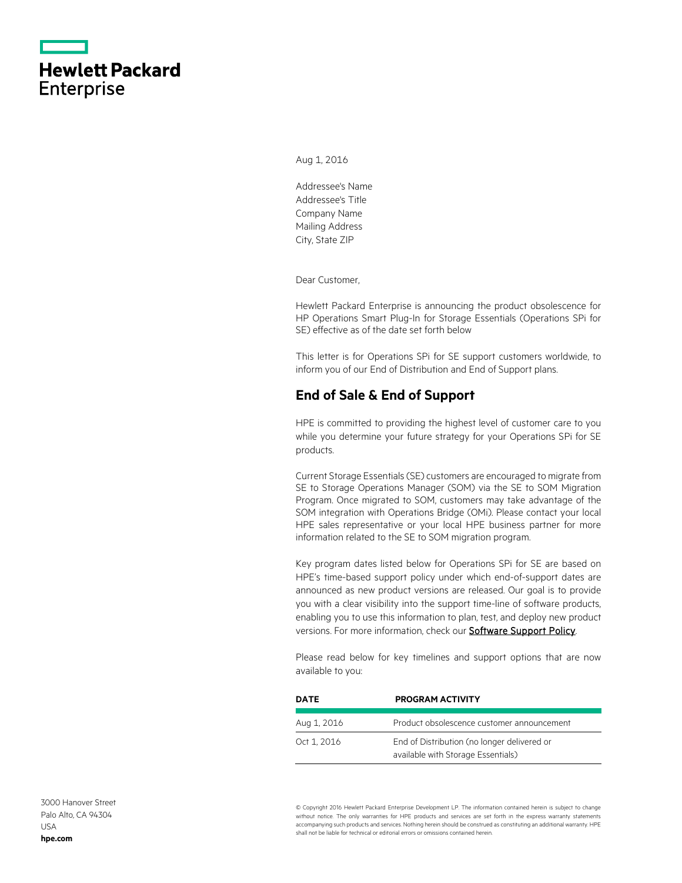Hewlett Packard Enterprise

Aug 1, 2016

Addressee's Name
Addressee's Title
Company Name
Mailing Address
City, State ZIP

Dear Customer,

Hewlett Packard Enterprise is announcing the product obsolescence for HP Operations Smart Plug-In for Storage Essentials (Operations SPi for SE) effective as of the date set forth below

This letter is for Operations SPi for SE support customers worldwide, to inform you of our End of Distribution and End of Support plans.

## End of Sale & End of Support

HPE is committed to providing the highest level of customer care to you while you determine your future strategy for your Operations SPi for SE products.

Current Storage Essentials (SE) customers are encouraged to migrate from SE to Storage Operations Manager (SOM) via the SE to SOM Migration Program. Once migrated to SOM, customers may take advantage of the SOM integration with Operations Bridge (OMi). Please contact your local HPE sales representative or your local HPE business partner for more information related to the SE to SOM migration program.

Key program dates listed below for Operations SPi for SE are based on HPE's time-based support policy under which end-of-support dates are announced as new product versions are released. Our goal is to provide you with a clear visibility into the support time-line of software products, enabling you to use this information to plan, test, and deploy new product versions. For more information, check our Software Support Policy.

Please read below for key timelines and support options that are now available to you:

| DATE | PROGRAM ACTIVITY |
|---|---|
| Aug 1, 2016 | Product obsolescence customer announcement |
| Oct 1, 2016 | End of Distribution (no longer delivered or available with Storage Essentials) |

3000 Hanover Street
Palo Alto, CA 94304
USA
**hpe.com**

© Copyright 2016 Hewlett Packard Enterprise Development LP. The information contained herein is subject to change without notice. The only warranties for HPE products and services are set forth in the express warranty statements accompanying such products and services. Nothing herein should be construed as constituting an additional warranty. HPE shall not be liable for technical or editorial errors or omissions contained herein.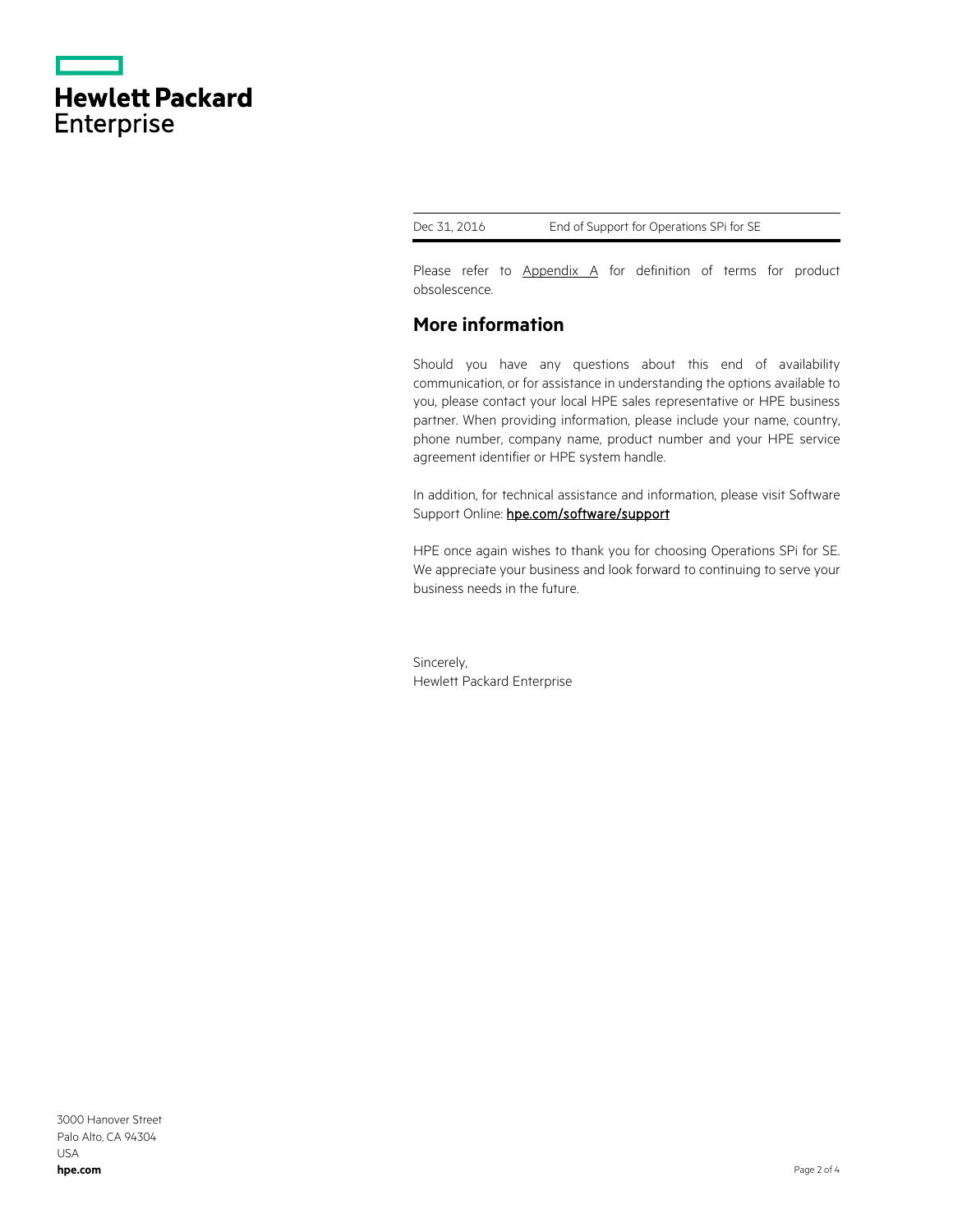| Dec 31, 2016 | End of Support for Operations SPi for SE |
| --- | --- |

Please refer to Appendix A for definition of terms for product obsolescence.

## More information

Should you have any questions about this end of availability communication, or for assistance in understanding the options available to you, please contact your local HPE sales representative or HPE business partner. When providing information, please include your name, country, phone number, company name, product number and your HPE service agreement identifier or HPE system handle.

In addition, for technical assistance and information, please visit Software Support Online: **hpe.com/software/support**

HPE once again wishes to thank you for choosing Operations SPi for SE. We appreciate your business and look forward to continuing to serve your business needs in the future.

Sincerely,
Hewlett Packard Enterprise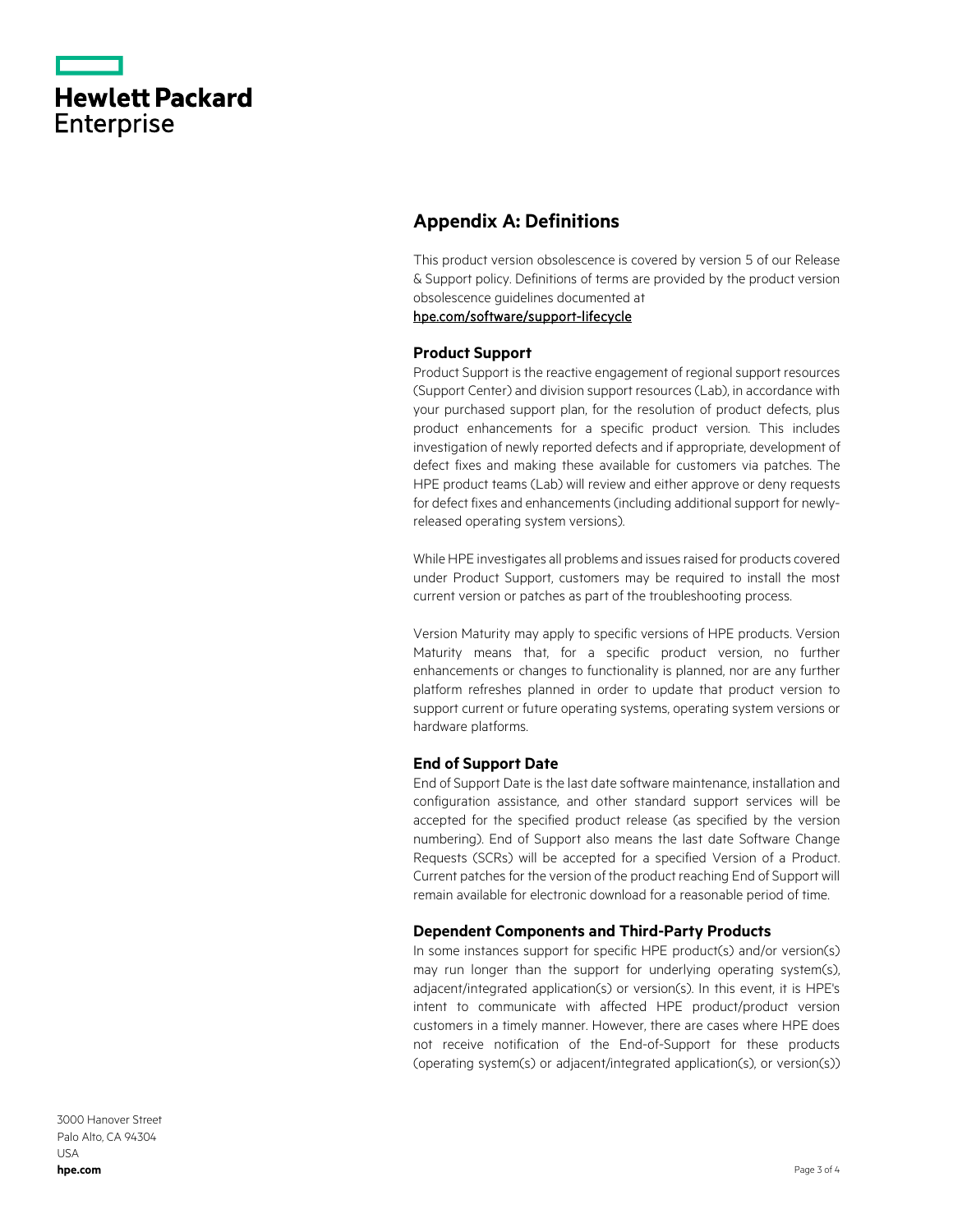## Appendix A: Definitions

This product version obsolescence is covered by version 5 of our Release & Support policy. Definitions of terms are provided by the product version obsolescence guidelines documented at [hpe.com/software/support-lifecycle](hpe.com/software/support-lifecycle)

### Product Support

Product Support is the reactive engagement of regional support resources (Support Center) and division support resources (Lab), in accordance with your purchased support plan, for the resolution of product defects, plus product enhancements for a specific product version. This includes investigation of newly reported defects and if appropriate, development of defect fixes and making these available for customers via patches. The HPE product teams (Lab) will review and either approve or deny requests for defect fixes and enhancements (including additional support for newly-released operating system versions).

While HPE investigates all problems and issues raised for products covered under Product Support, customers may be required to install the most current version or patches as part of the troubleshooting process.

Version Maturity may apply to specific versions of HPE products. Version Maturity means that, for a specific product version, no further enhancements or changes to functionality is planned, nor are any further platform refreshes planned in order to update that product version to support current or future operating systems, operating system versions or hardware platforms.

### End of Support Date

End of Support Date is the last date software maintenance, installation and configuration assistance, and other standard support services will be accepted for the specified product release (as specified by the version numbering). End of Support also means the last date Software Change Requests (SCRs) will be accepted for a specified Version of a Product. Current patches for the version of the product reaching End of Support will remain available for electronic download for a reasonable period of time.

### Dependent Components and Third-Party Products

In some instances support for specific HPE product(s) and/or version(s) may run longer than the support for underlying operating system(s), adjacent/integrated application(s) or version(s). In this event, it is HPE's intent to communicate with affected HPE product/product version customers in a timely manner. However, there are cases where HPE does not receive notification of the End-of-Support for these products (operating system(s) or adjacent/integrated application(s), or version(s))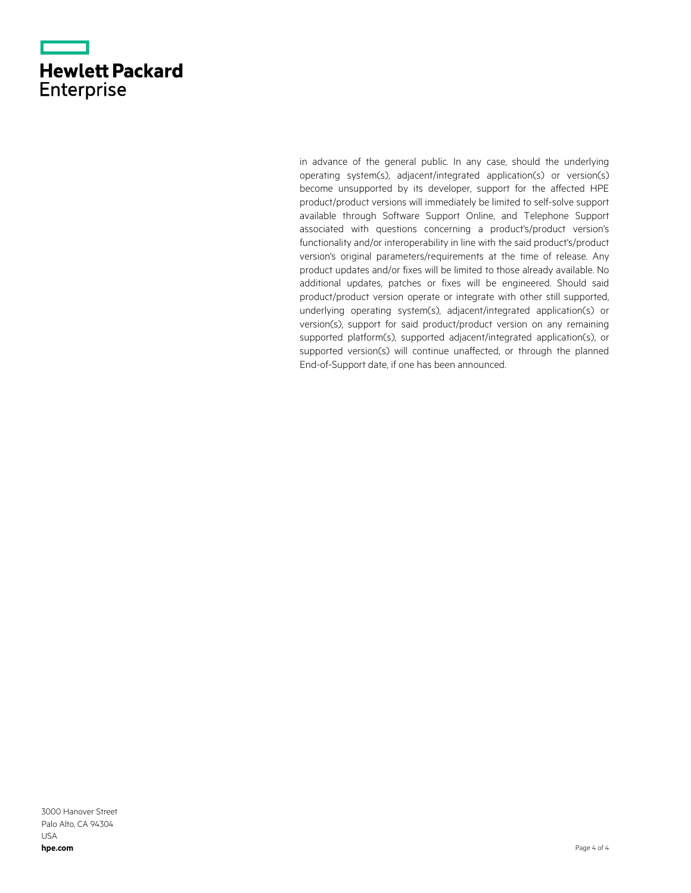in advance of the general public. In any case, should the underlying operating system(s), adjacent/integrated application(s) or version(s) become unsupported by its developer, support for the affected HPE product/product versions will immediately be limited to self-solve support available through Software Support Online, and Telephone Support associated with questions concerning a product's/product version's functionality and/or interoperability in line with the said product's/product version's original parameters/requirements at the time of release. Any product updates and/or fixes will be limited to those already available. No additional updates, patches or fixes will be engineered. Should said product/product version operate or integrate with other still supported, underlying operating system(s), adjacent/integrated application(s) or version(s), support for said product/product version on any remaining supported platform(s), supported adjacent/integrated application(s), or supported version(s) will continue unaffected, or through the planned End-of-Support date, if one has been announced.

3000 Hanover Street
Palo Alto, CA 94304
USA
**hpe.com**